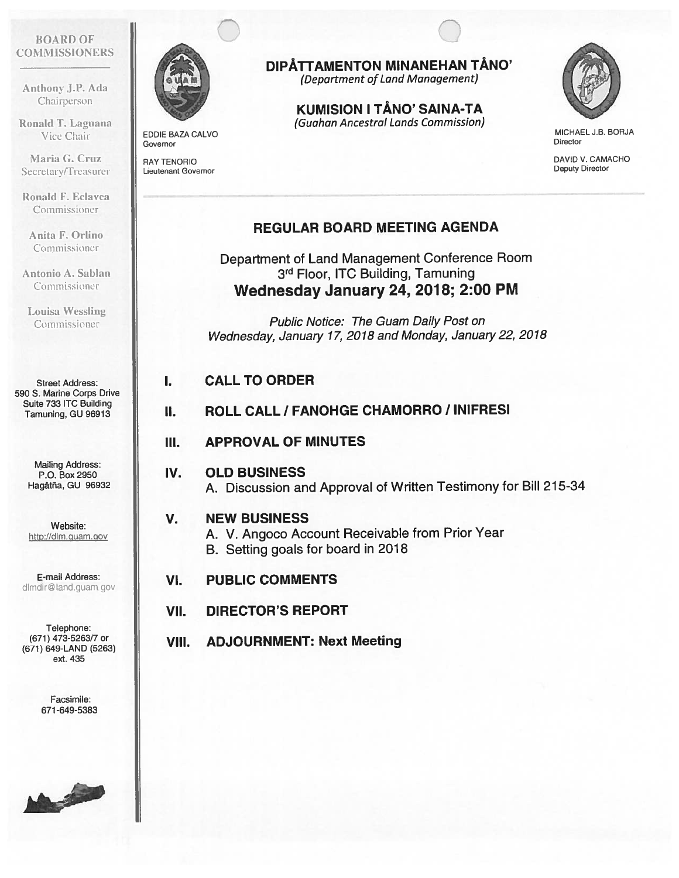# DIPÅTTAMENTON MINANEHAN TÅNO'
*(Department of Land Management)*

## KUMISION I TÅNO' SAINA-TA
*(Guahan Ancestral Lands Commission)*

EDDIE BAZA CALVO
Governor

RAY TENORIO
Lieutenant Governor

MICHAEL J.B. BORJA
Director

DAVID V. CAMACHO
Deputy Director

**BOARD OF COMMISSIONERS**

Anthony J.P. Ada
Chairperson

Ronald T. Laguana
Vice Chair

Maria G. Cruz
Secretary/Treasurer

Ronald F. Eclavea
Commissioner

Anita F. Orlino
Commissioner

Antonio A. Sablan
Commissioner

Louisa Wessling
Commissioner

Street Address:
590 S. Marine Corps Drive
Suite 733 ITC Building
Tamuning, GU 96913

Mailing Address:
P.O. Box 2950
Hagåtña, GU 96932

Website:
http://dlm.guam.gov

E-mail Address:
dlmdir@land.guam.gov

Telephone:
(671) 473-5263/7 or
(671) 649-LAND (5263)
ext. 435

Facsimile:
671-649-5383

## REGULAR BOARD MEETING AGENDA

Department of Land Management Conference Room
3rd Floor, ITC Building, Tamuning
**Wednesday January 24, 2018; 2:00 PM**

*Public Notice: The Guam Daily Post on Wednesday, January 17, 2018 and Monday, January 22, 2018*

**I. CALL TO ORDER**

**II. ROLL CALL / FANOHGE CHAMORRO / INIFRESI**

**III. APPROVAL OF MINUTES**

**IV. OLD BUSINESS**
   A. Discussion and Approval of Written Testimony for Bill 215-34

**V. NEW BUSINESS**
   A. V. Angoco Account Receivable from Prior Year
   B. Setting goals for board in 2018

**VI. PUBLIC COMMENTS**

**VII. DIRECTOR'S REPORT**

**VIII. ADJOURNMENT: Next Meeting**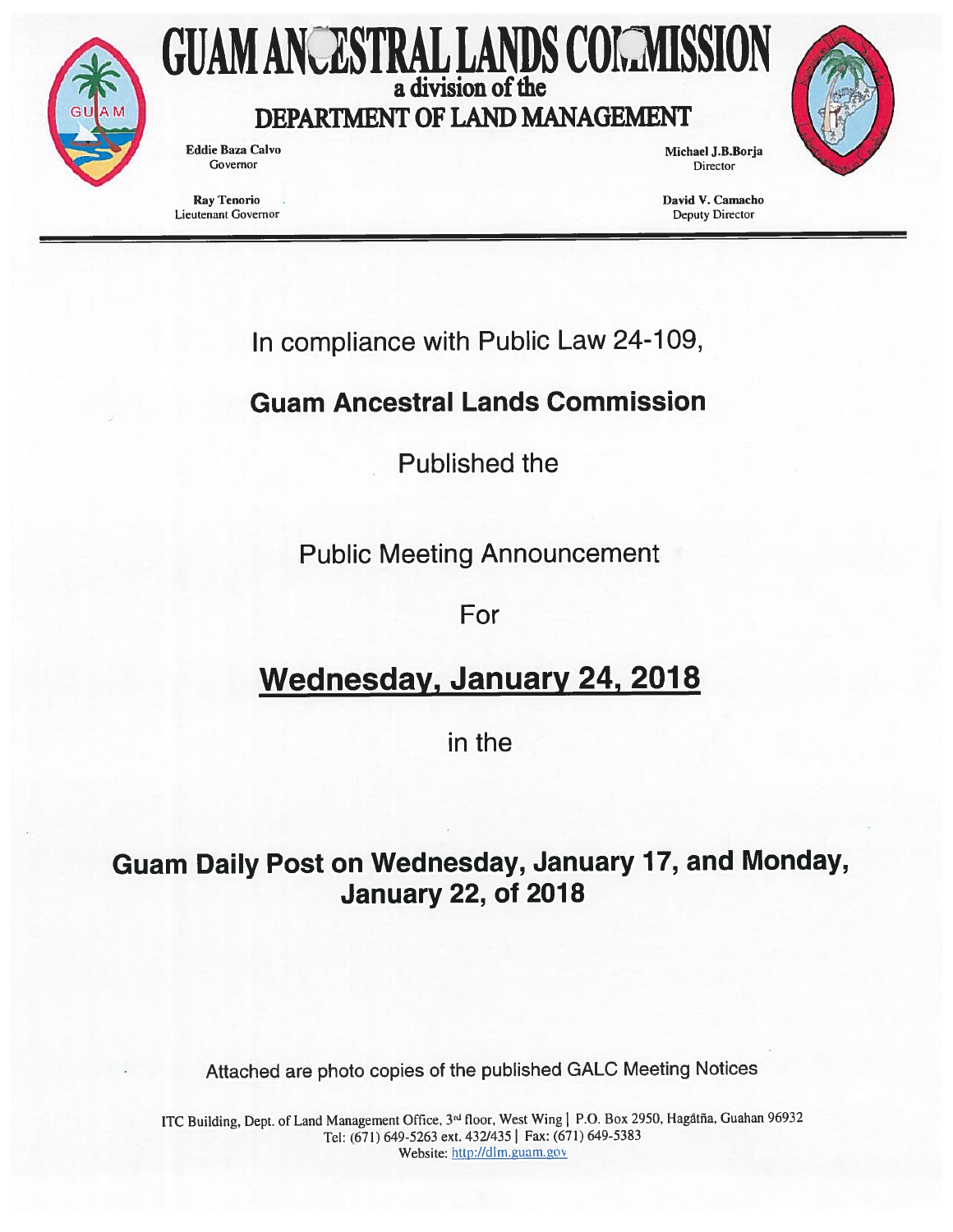# GUAM ANCESTRAL LANDS COMMISSION

## a division of the DEPARTMENT OF LAND MANAGEMENT

**Eddie Baza Calvo**
Governor

**Ray Tenorio**
Lieutenant Governor

**Michael J.B.Borja**
Director

**David V. Camacho**
Deputy Director

In compliance with Public Law 24-109,

**Guam Ancestral Lands Commission**

Published the

Public Meeting Announcement

For

**Wednesday, January 24, 2018**

in the

**Guam Daily Post on Wednesday, January 17, and Monday, January 22, of 2018**

Attached are photo copies of the published GALC Meeting Notices

ITC Building, Dept. of Land Management Office, 3rd floor, West Wing | P.O. Box 2950, Hagåtña, Guahan 96932
Tel: (671) 649-5263 ext. 432/435 | Fax: (671) 649-5383
Website: http://dlm.guam.gov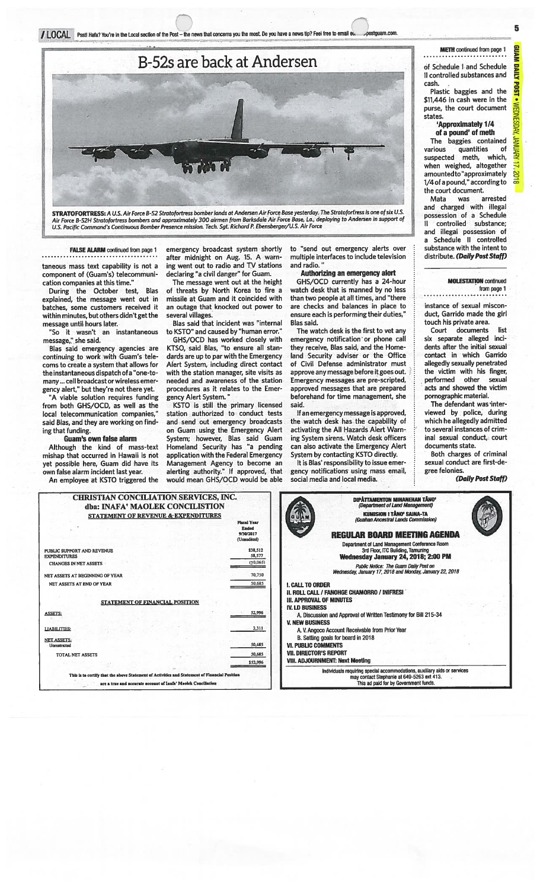# B-52s are back at Andersen

**STRATOFORTRESS:** *A U.S. Air Force B-52 Stratofortress bomber lands at Andersen Air Force Base yesterday. The Stratofortress is one of six U.S. Air Force B-52H Stratofortress bombers and approximately 300 airmen from Barksdale Air Force Base, La., deploying to Andersen in support of U.S. Pacific Command's Continuous Bomber Presence mission. Tech. Sgt. Richard P. Ebensberger/U.S. Air Force*

**FALSE ALARM** continued from page 1

taneous mass text capability is not a component of (Guam's) telecommunication companies at this time."

During the October test, Blas explained, the message went out in batches, some customers received it within minutes, but others didn't get the message until hours later.

"So it wasn't an instantaneous message," she said.

Blas said emergency agencies are continuing to work with Guam's telecoms to create a system that allows for the instantaneous dispatch of a "one-to-many ... cell broadcast or wireless emergency alert," but they're not there yet.

"A viable solution requires funding from both GHS/OCD, as well as the local telecommunication companies," said Blas, and they are working on finding that funding.

### Guam's own false alarm

Although the kind of mass-text mishap that occurred in Hawaii is not yet possible here, Guam did have its own false alarm incident last year.

An employee at KSTO triggered the emergency broadcast system shortly after midnight on Aug. 15. A warning went out to radio and TV stations declaring "a civil danger" for Guam.

The message went out at the height of threats by North Korea to fire a missile at Guam and it coincided with an outage that knocked out power to several villages.

Blas said that incident was "internal to KSTO" and caused by "human error."

GHS/OCD has worked closely with KTSO, said Blas, "to ensure all standards are up to par with the Emergency Alert System, including direct contact with the station manager, site visits as needed and awareness of the station procedures as it relates to the Emergency Alert System."

KSTO is still the primary licensed station authorized to conduct tests and send out emergency broadcasts on Guam using the Emergency Alert System; however, Blas said Guam Homeland Security has "a pending application with the Federal Emergency Management Agency to become an alerting authority." If approved, that would mean GHS/OCD would be able to "send out emergency alerts over multiple interfaces to include television and radio."

### Authorizing an emergency alert

GHS/OCD currently has a 24-hour watch desk that is manned by no less than two people at all times, and "there are checks and balances in place to ensure each is performing their duties," Blas said.

The watch desk is the first to vet any emergency notification or phone call they receive, Blas said, and the Homeland Security adviser or the Office of Civil Defense administrator must approve any message before it goes out. Emergency messages are pre-scripted, approved messages that are prepared beforehand for time management, she said.

If an emergency message is approved, the watch desk has the capability of activating the All Hazards Alert Warning System sirens. Watch desk officers can also activate the Emergency Alert System by contacting KSTO directly.

It is Blas' responsibility to issue emergency notifications using mass email, social media and local media.

**METH** continued from page 1

of Schedule I and Schedule II controlled substances and cash.

Plastic baggies and the $11,446 in cash were in the purse, the court document states.

### 'Approximately 1/4 of a pound' of meth

The baggies contained various quantities of suspected meth, which, when weighed, altogether amounted to "approximately 1/4 of a pound," according to the court document.

Mata was arrested and charged with illegal possession of a Schedule II controlled substance; and illegal possession of a Schedule II controlled substance with the intent to distribute. ***(Daily Post Staff)***

**MOLESTATION** continued from page 1

instance of sexual misconduct, Garrido made the girl touch his private area.

Court documents list six separate alleged incidents after the initial sexual contact in which Garrido allegedly sexually penetrated the victim with his finger, performed other sexual acts and showed the victim pornographic material.

The defendant was interviewed by police, during which he allegedly admitted to several instances of criminal sexual conduct, court documents state.

Both charges of criminal sexual conduct are first-degree felonies.

***(Daily Post Staff)***

---

## CHRISTIAN CONCILIATION SERVICES, INC.
## dba: INAFA' MAOLEK CONCILISTION

**STATEMENT OF REVENUE & EXPENDITURES**

| | Fiscal Year Ended 9/30/2017 (Unaudited) |
|---|---|
| PUBLIC SUPPORT AND REVENUE | $38,512 |
| EXPENDITURES | 58,577 |
| CHANGES IN NET ASSETS | (20,065) |
| NET ASSETS AT BEGINNING OF YEAR | 70,750 |
| NET ASSETS AT END OF YEAR | 50,685 |

**STATEMENT OF FINANCIAL POSITION**

| | |
|---|---|
| ASSETS: | 52,996 |
| LIABILITIES: | 2,311 |
| NET ASSETS: Unrestricted | 50,685 |
| TOTAL NET ASSETS | 50,685 |
| | $52,996 |

This is to certify that the above Statement of Activities and Statement of Financial Position are a true and accurate account of Inafa' Maolek Conciliation

---

**DIPÅTTAMENTON MINANEHAN TÅNO'**
*(Department of Land Management)*
**KUMISION I TÅNO' SAINA-TA**
*(Guahan Ancestral Lands Commission)*

## REGULAR BOARD MEETING AGENDA

Department of Land Management Conference Room
3rd Floor, ITC Building, Tamuning
**Wednesday January 24, 2018; 2:00 PM**

*Public Notice: The Guam Daily Post on Wednesday, January 17, 2018 and Monday, January 22, 2018*

**I. CALL TO ORDER**
**II. ROLL CALL / FANOHGE CHAMORRO / INIFRESI**
**III. APPROVAL OF MINUTES**
**IV. LD BUSINESS**
A. Discussion and Approval of Written Testimony for Bill 215-34
**V. NEW BUSINESS**
A. V. Angoco Account Receivable from Prior Year
B. Setting goals for board in 2018
**VI. PUBLIC COMMENTS**
**VII. DIRECTOR'S REPORT**
**VIII. ADJOURNMENT: Next Meeting**

Individuals requiring special accommodations, auxiliary aids or services may contact Stephanie at 649-5263 ext 413.
This ad paid for by Government funds.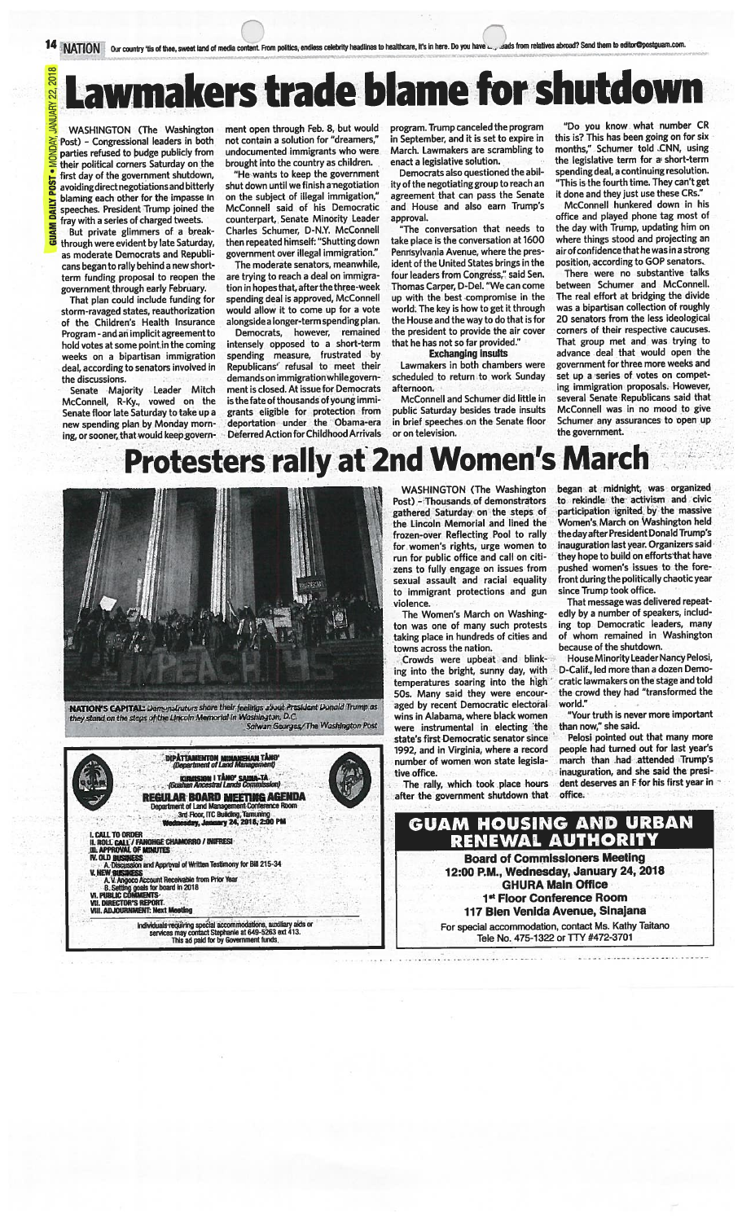# Lawmakers trade blame for shutdown

WASHINGTON (The Washington Post) – Congressional leaders in both parties refused to budge publicly from their political corners Saturday on the first day of the government shutdown, avoiding direct negotiations and bitterly blaming each other for the impasse in speeches. President Trump joined the fray with a series of charged tweets.

But private glimmers of a breakthrough were evident by late Saturday, as moderate Democrats and Republicans began to rally behind a new short-term funding proposal to reopen the government through early February.

That plan could include funding for storm-ravaged states, reauthorization of the Children's Health Insurance Program - and an implicit agreement to hold votes at some point in the coming weeks on a bipartisan immigration deal, according to senators involved in the discussions.

Senate Majority Leader Mitch McConnell, R-Ky., vowed on the Senate floor late Saturday to take up a new spending plan by Monday morning, or sooner, that would keep government open through Feb. 8, but would not contain a solution for "dreamers," undocumented immigrants who were brought into the country as children.

"He wants to keep the government shut down until we finish a negotiation on the subject of illegal immigration," McConnell said of his Democratic counterpart, Senate Minority Leader Charles Schumer, D-N.Y. McConnell then repeated himself: "Shutting down government over illegal immigration."

The moderate senators, meanwhile, are trying to reach a deal on immigration in hopes that, after the three-week spending deal is approved, McConnell would allow it to come up for a vote alongside a longer-term spending plan.

Democrats, however, remained intensely opposed to a short-term spending measure, frustrated by Republicans' refusal to meet their demands on immigration while government is closed. At issue for Democrats is the fate of thousands of young immigrants eligible for protection from deportation under the Obama-era Deferred Action for Childhood Arrivals program. Trump canceled the program in September, and it is set to expire in March. Lawmakers are scrambling to enact a legislative solution.

Democrats also questioned the ability of the negotiating group to reach an agreement that can pass the Senate and House and also earn Trump's approval.

"The conversation that needs to take place is the conversation at 1600 Pennsylvania Avenue, where the president of the United States brings in the four leaders from Congress," said Sen. Thomas Carper, D-Del. "We can come up with the best compromise in the world. The key is how to get it through the House and the way to do that is for the president to provide the air cover that he has not so far provided."

## Exchanging insults

Lawmakers in both chambers were scheduled to return to work Sunday afternoon.

McConnell and Schumer did little in public Saturday besides trade insults in brief speeches on the Senate floor or on television.

"Do you know what number CR this is? This has been going on for six months," Schumer told CNN, using the legislative term for a short-term spending deal, a continuing resolution. "This is the fourth time. They can't get it done and they just use these CRs."

McConnell hunkered down in his office and played phone tag most of the day with Trump, updating him on where things stood and projecting an air of confidence that he was in a strong position, according to GOP senators.

There were no substantive talks between Schumer and McConnell. The real effort at bridging the divide was a bipartisan collection of roughly 20 senators from the less ideological corners of their respective caucuses. That group met and was trying to advance deal that would open the government for three more weeks and set up a series of votes on competing immigration proposals. However, several Senate Republicans said that McConnell was in no mood to give Schumer any assurances to open up the government.

# Protesters rally at 2nd Women's March

**NATION'S CAPITAL:** *Demonstrators share their feelings about President Donald Trump as they stand on the steps of the Lincoln Memorial in Washington, D.C.* Salwan Georges/The Washington Post

WASHINGTON (The Washington Post) – Thousands of demonstrators gathered Saturday on the steps of the Lincoln Memorial and lined the frozen-over Reflecting Pool to rally for women's rights, urge women to run for public office and call on citizens to fully engage on issues from sexual assault and racial equality to immigrant protections and gun violence.

The Women's March on Washington was one of many such protests taking place in hundreds of cities and towns across the nation.

Crowds were upbeat and blinking into the bright, sunny day, with temperatures soaring into the high 50s. Many said they were encouraged by recent Democratic electoral wins in Alabama, where black women were instrumental in electing the state's first Democratic senator since 1992, and in Virginia, where a record number of women won state legislative office.

The rally, which took place hours after the government shutdown that began at midnight, was organized to rekindle the activism and civic participation ignited by the massive Women's March on Washington held the day after President Donald Trump's inauguration last year. Organizers said they hope to build on efforts that have pushed women's issues to the forefront during the politically chaotic year since Trump took office.

That message was delivered repeatedly by a number of speakers, including top Democratic leaders, many of whom remained in Washington because of the shutdown.

House Minority Leader Nancy Pelosi, D-Calif., led more than a dozen Democratic lawmakers on the stage and told the crowd they had "transformed the world."

"Your truth is never more important than now," she said.

Pelosi pointed out that many more people had turned out for last year's march than had attended Trump's inauguration, and she said the president deserves an F for his first year in office.

---

**DIPÅTTAMENTON MINANEHAN TÅNO'**
*(Department of Land Management)*

**KUMISION I TÅNO' SAINA-TA**
*(Guahan Ancestral Lands Commission)*

**REGULAR BOARD MEETING AGENDA**
Department of Land Management Conference Room
3rd Floor, ITC Building, Tamuning
**Wednesday, January 24, 2018, 2:00 PM**

I. CALL TO ORDER
II. ROLL CALL / FANOHGE CHAMORRO / INIFRESI
III. APPROVAL OF MINUTES
IV. OLD BUSINESS
A. Discussion and Approval of Written Testimony for Bill 215-34
V. NEW BUSINESS
A. V. Angoco Account Receivable from Prior Year
B. Setting goals for board in 2018
VI. PUBLIC COMMENTS
VII. DIRECTOR'S REPORT
VIII. ADJOURNMENT: Next Meeting

Individuals requiring special accommodations, auxiliary aids or services may contact Stephanie at 649-5263 ext 413.
This ad paid for by Government funds.

---

**GUAM HOUSING AND URBAN RENEWAL AUTHORITY**

**Board of Commissioners Meeting**
**12:00 P.M., Wednesday, January 24, 2018**
**GHURA Main Office**
**1st Floor Conference Room**
**117 Bien Venida Avenue, Sinajana**

For special accommodation, contact Ms. Kathy Taitano
Tele No. 475-1322 or TTY #472-3701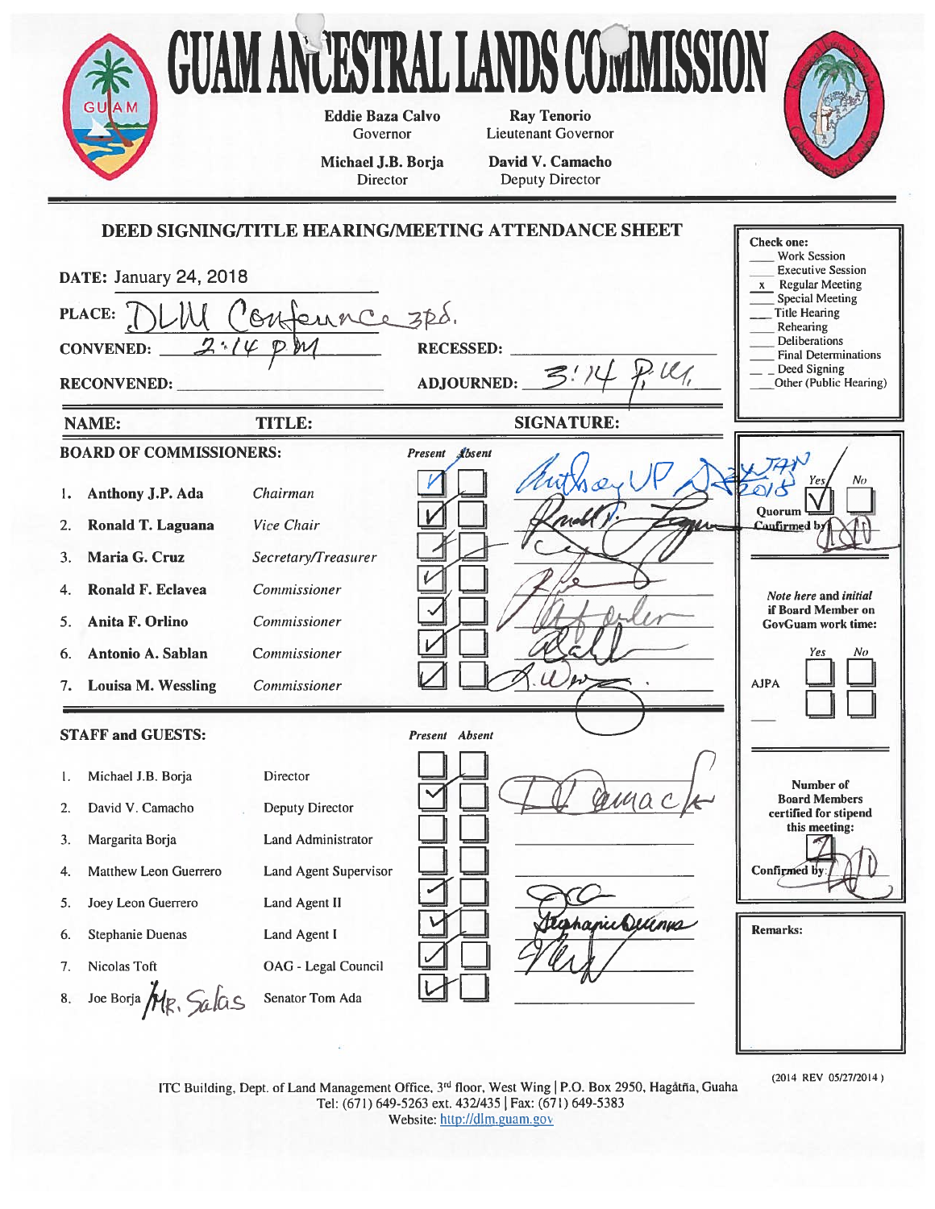# GUAM ANCESTRAL LANDS COMMISSION

**Eddie Baza Calvo**
Governor

**Ray Tenorio**
Lieutenant Governor

**Michael J.B. Borja**
Director

**David V. Camacho**
Deputy Director

## DEED SIGNING/TITLE HEARING/MEETING ATTENDANCE SHEET

**DATE:** January 24, 2018

**PLACE:** DLM Conference Rd.

**CONVENED:** 2:14 pm

**RECESSED:**

**RECONVENED:**

**ADJOURNED:** 3:14 p.m.

**Check one:**

- ___ Work Session
- ___ Executive Session
- x Regular Meeting
- ___ Special Meeting
- ___ Title Hearing
- ___ Rehearing
- ___ Deliberations
- ___ Final Determinations
- ___ Deed Signing
- ___ Other (Public Hearing)

### BOARD OF COMMISSIONERS:

| NAME | TITLE | Present | Absent | SIGNATURE |
|---|---|---|---|---|
| 1. Anthony J.P. Ada | *Chairman* | ✓ | | Anthony VP Ada |
| 2. Ronald T. Laguana | *Vice Chair* | ✓ | | Ronald T. Laguana |
| 3. Maria G. Cruz | *Secretary/Treasurer* | | ✓ | |
| 4. Ronald F. Eclavea | *Commissioner* | ✓ | | (signature) |
| 5. Anita F. Orlino | *Commissioner* | ✓ | | A. Orlino |
| 6. Antonio A. Sablan | *Commissioner* | ✓ | | (signature) |
| 7. Louisa M. Wessling | *Commissioner* | ✓ | | L. Wessling |

JAN 2018

Quorum: Yes ✓ No ___
Confirmed by: (initials)

*Note here and initial if Board Member on GovGuam work time:*

| | Yes | No |
|---|---|---|
| AJPA | | |

### STAFF and GUESTS:

| NAME | TITLE | Present | Absent | SIGNATURE |
|---|---|---|---|---|
| 1. Michael J.B. Borja | Director | | | |
| 2. David V. Camacho | Deputy Director | ✓ | | D.V. Camacho |
| 3. Margarita Borja | Land Administrator | | | |
| 4. Matthew Leon Guerrero | Land Agent Supervisor | | | |
| 5. Joey Leon Guerrero | Land Agent II | ✓ | | (signature) |
| 6. Stephanie Duenas | Land Agent I | ✓ | | Stephanie Duenas |
| 7. Nicolas Toft | OAG - Legal Council | ✓ | | (signature) |
| 8. ~~Joe Borja~~ Mr. Salas | Senator Tom Ada | ✓ | | |

Number of Board Members certified for stipend this meeting: 7

Confirmed by: (initials)

**Remarks:**

(2014 REV 05/27/2014)

ITC Building, Dept. of Land Management Office, 3rd floor, West Wing | P.O. Box 2950, Hagåtña, Guaha
Tel: (671) 649-5263 ext. 432/435 | Fax: (671) 649-5383
Website: http://dlm.guam.gov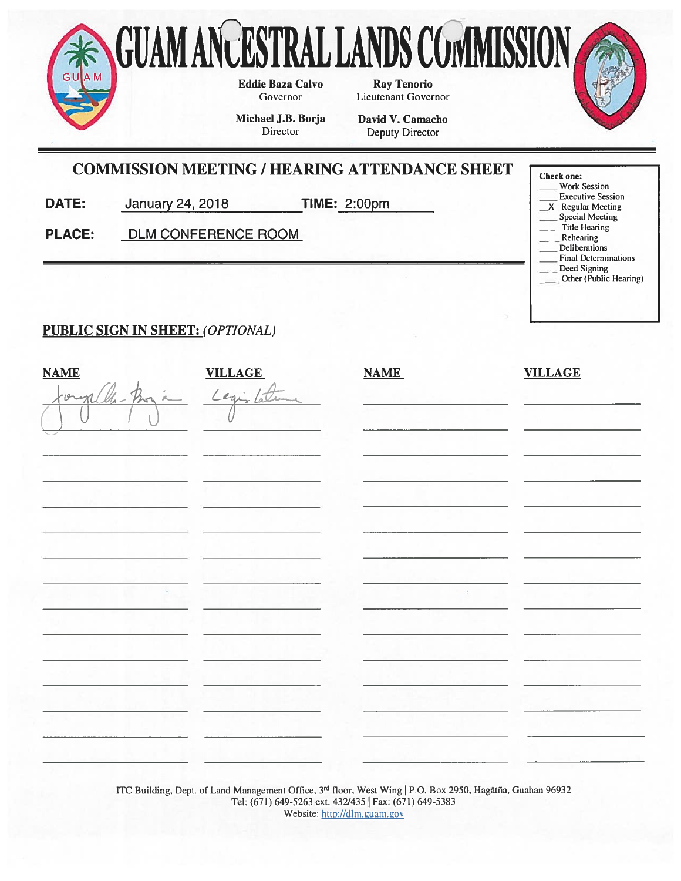# GUAM ANCESTRAL LANDS COMMISSION

**Eddie Baza Calvo**
Governor

**Ray Tenorio**
Lieutenant Governor

**Michael J.B. Borja**
Director

**David V. Camacho**
Deputy Director

## COMMISSION MEETING / HEARING ATTENDANCE SHEET

**DATE:** January 24, 2018 **TIME:** 2:00pm

**PLACE:** DLM CONFERENCE ROOM

**Check one:**
____ Work Session
____ Executive Session
__X Regular Meeting
____ Special Meeting
____ Title Hearing
____ Rehearing
____ Deliberations
____ Final Determinations
____ Deed Signing
____ Other (Public Hearing)

**PUBLIC SIGN IN SHEET:** *(OPTIONAL)*

| NAME | VILLAGE | NAME | VILLAGE |
|---|---|---|---|
| Joseph Cha-Borja | Legislature | | |
| | | | |
| | | | |
| | | | |
| | | | |
| | | | |
| | | | |
| | | | |
| | | | |
| | | | |
| | | | |
| | | | |
| | | | |
| | | | |
| | | | |

ITC Building, Dept. of Land Management Office, 3rd floor, West Wing | P.O. Box 2950, Hagåtña, Guahan 96932
Tel: (671) 649-5263 ext. 432/435 | Fax: (671) 649-5383
Website: http://dlm.guam.gov